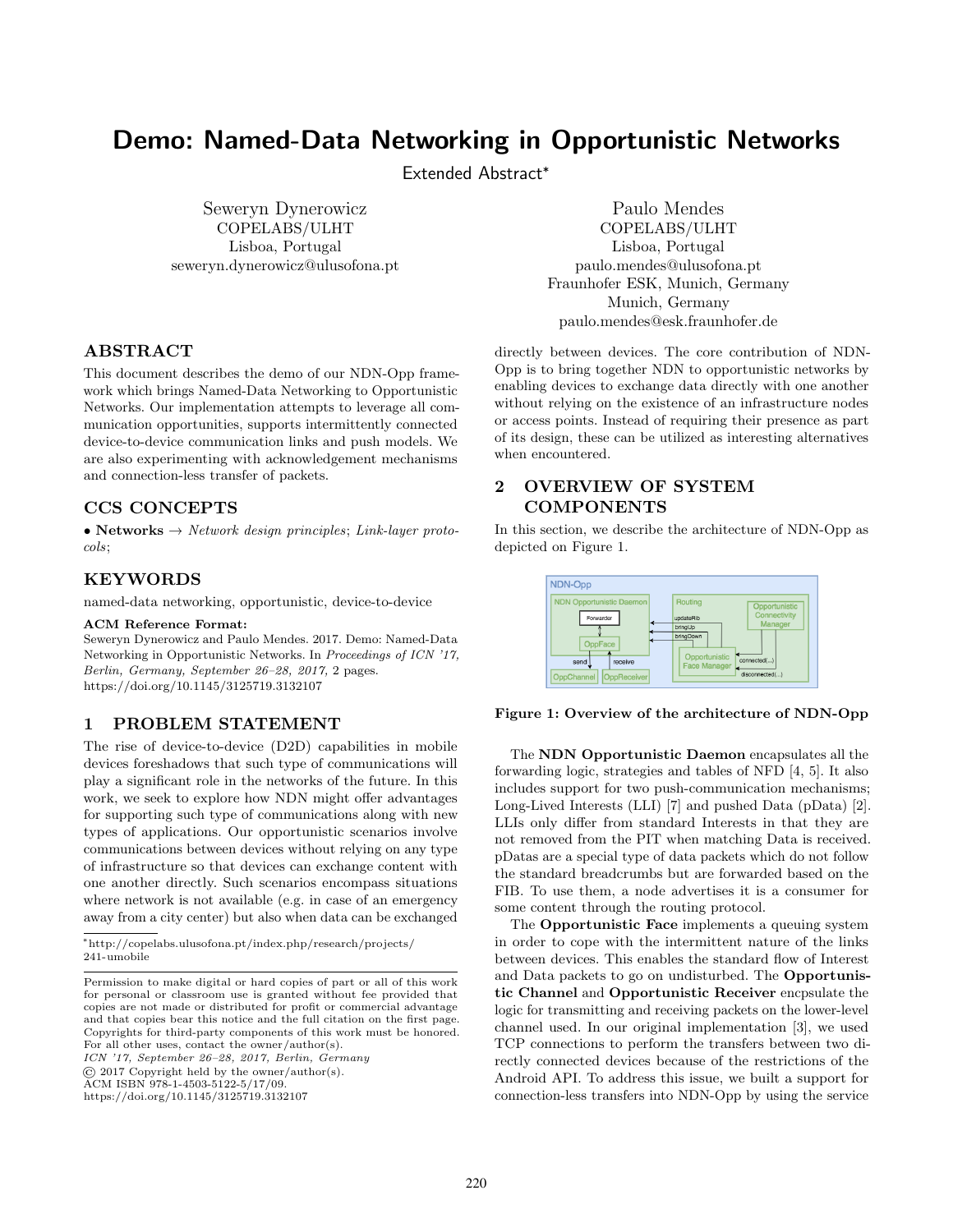# Demo: Named-Data Networking in Opportunistic Networks

Extended Abstract*

Seweryn Dynerowicz
COPELABS/ULHT
Lisboa, Portugal
seweryn.dynerowicz@ulusofona.pt

Paulo Mendes
COPELABS/ULHT
Lisboa, Portugal
paulo.mendes@ulusofona.pt
Fraunhofer ESK, Munich, Germany
Munich, Germany
paulo.mendes@esk.fraunhofer.de

## ABSTRACT

This document describes the demo of our NDN-Opp framework which brings Named-Data Networking to Opportunistic Networks. Our implementation attempts to leverage all communication opportunities, supports intermittently connected device-to-device communication links and push models. We are also experimenting with acknowledgement mechanisms and connection-less transfer of packets.

## CCS CONCEPTS

• **Networks** → *Network design principles*; *Link-layer protocols*;

## KEYWORDS

named-data networking, opportunistic, device-to-device

**ACM Reference Format:**
Seweryn Dynerowicz and Paulo Mendes. 2017. Demo: Named-Data Networking in Opportunistic Networks. In *Proceedings of ICN '17, Berlin, Germany, September 26–28, 2017,* 2 pages.
https://doi.org/10.1145/3125719.3132107

## 1 PROBLEM STATEMENT

The rise of device-to-device (D2D) capabilities in mobile devices foreshadows that such type of communications will play a significant role in the networks of the future. In this work, we seek to explore how NDN might offer advantages for supporting such type of communications along with new types of applications. Our opportunistic scenarios involve communications between devices without relying on any type of infrastructure so that devices can exchange content with one another directly. Such scenarios encompass situations where network is not available (e.g. in case of an emergency away from a city center) but also when data can be exchanged directly between devices. The core contribution of NDN-Opp is to bring together NDN to opportunistic networks by enabling devices to exchange data directly with one another without relying on the existence of an infrastructure nodes or access points. Instead of requiring their presence as part of its design, these can be utilized as interesting alternatives when encountered.

*http://copelabs.ulusofona.pt/index.php/research/projects/241-umobile

Permission to make digital or hard copies of part or all of this work for personal or classroom use is granted without fee provided that copies are not made or distributed for profit or commercial advantage and that copies bear this notice and the full citation on the first page. Copyrights for third-party components of this work must be honored. For all other uses, contact the owner/author(s).
*ICN '17, September 26–28, 2017, Berlin, Germany*
© 2017 Copyright held by the owner/author(s).
ACM ISBN 978-1-4503-5122-5/17/09.
https://doi.org/10.1145/3125719.3132107

## 2 OVERVIEW OF SYSTEM COMPONENTS

In this section, we describe the architecture of NDN-Opp as depicted on Figure 1.

**Figure 1: Overview of the architecture of NDN-Opp**

The **NDN Opportunistic Daemon** encapsulates all the forwarding logic, strategies and tables of NFD [4, 5]. It also includes support for two push-communication mechanisms; Long-Lived Interests (LLI) [7] and pushed Data (pData) [2]. LLIs only differ from standard Interests in that they are not removed from the PIT when matching Data is received. pDatas are a special type of data packets which do not follow the standard breadcrumbs but are forwarded based on the FIB. To use them, a node advertises it is a consumer for some content through the routing protocol.

The **Opportunistic Face** implements a queuing system in order to cope with the intermittent nature of the links between devices. This enables the standard flow of Interest and Data packets to go on undisturbed. The **Opportunistic Channel** and **Opportunistic Receiver** encpsulate the logic for transmitting and receiving packets on the lower-level channel used. In our original implementation [3], we used TCP connections to perform the transfers between two directly connected devices because of the restrictions of the Android API. To address this issue, we built a support for connection-less transfers into NDN-Opp by using the service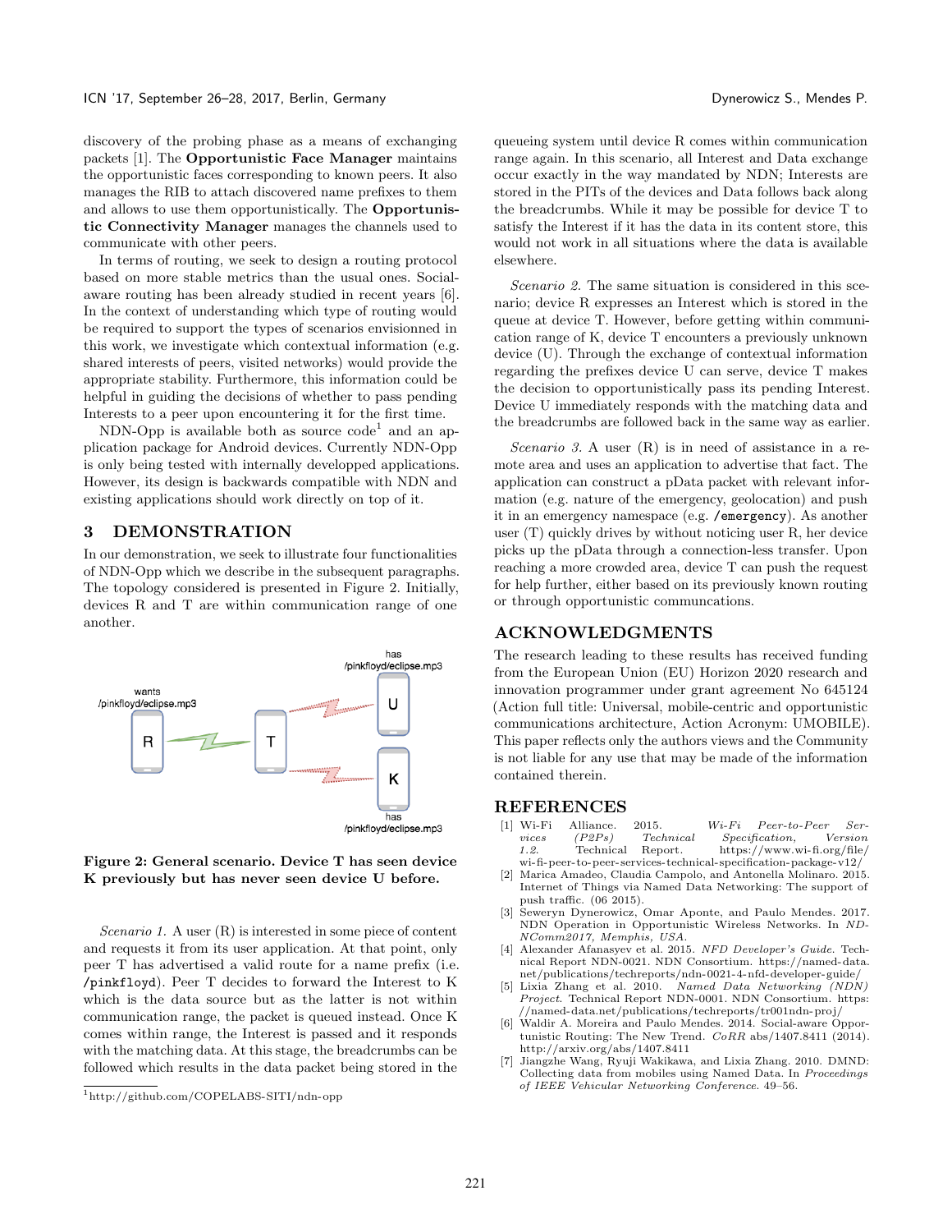discovery of the probing phase as a means of exchanging packets [1]. The **Opportunistic Face Manager** maintains the opportunistic faces corresponding to known peers. It also manages the RIB to attach discovered name prefixes to them and allows to use them opportunistically. The **Opportunistic Connectivity Manager** manages the channels used to communicate with other peers.

In terms of routing, we seek to design a routing protocol based on more stable metrics than the usual ones. Social-aware routing has been already studied in recent years [6]. In the context of understanding which type of routing would be required to support the types of scenarios envisionned in this work, we investigate which contextual information (e.g. shared interests of peers, visited networks) would provide the appropriate stability. Furthermore, this information could be helpful in guiding the decisions of whether to pass pending Interests to a peer upon encountering it for the first time.

NDN-Opp is available both as source code[1] and an application package for Android devices. Currently NDN-Opp is only being tested with internally developped applications. However, its design is backwards compatible with NDN and existing applications should work directly on top of it.

## 3 DEMONSTRATION

In our demonstration, we seek to illustrate four functionalities of NDN-Opp which we describe in the subsequent paragraphs. The topology considered is presented in Figure 2. Initially, devices R and T are within communication range of one another.

wants
/pinkfloyd/eclipse.mp3
R
T
has
/pinkfloyd/eclipse.mp3
U
K
has
/pinkfloyd/eclipse.mp3

**Figure 2: General scenario. Device T has seen device K previously but has never seen device U before.**

*Scenario 1.* A user (R) is interested in some piece of content and requests it from its user application. At that point, only peer T has advertised a valid route for a name prefix (i.e. `/pinkfloyd`). Peer T decides to forward the Interest to K which is the data source but as the latter is not within communication range, the packet is queued instead. Once K comes within range, the Interest is passed and it responds with the matching data. At this stage, the breadcrumbs can be followed which results in the data packet being stored in the queueing system until device R comes within communication range again. In this scenario, all Interest and Data exchange occur exactly in the way mandated by NDN; Interests are stored in the PITs of the devices and Data follows back along the breadcrumbs. While it may be possible for device T to satisfy the Interest if it has the data in its content store, this would not work in all situations where the data is available elsewhere.

*Scenario 2.* The same situation is considered in this scenario; device R expresses an Interest which is stored in the queue at device T. However, before getting within communication range of K, device T encounters a previously unknown device (U). Through the exchange of contextual information regarding the prefixes device U can serve, device T makes the decision to opportunistically pass its pending Interest. Device U immediately responds with the matching data and the breadcrumbs are followed back in the same way as earlier.

*Scenario 3.* A user (R) is in need of assistance in a remote area and uses an application to advertise that fact. The application can construct a pData packet with relevant information (e.g. nature of the emergency, geolocation) and push it in an emergency namespace (e.g. `/emergency`). As another user (T) quickly drives by without noticing user R, her device picks up the pData through a connection-less transfer. Upon reaching a more crowded area, device T can push the request for help further, either based on its previously known routing or through opportunistic communcations.

## ACKNOWLEDGMENTS

The research leading to these results has received funding from the European Union (EU) Horizon 2020 research and innovation programmer under grant agreement No 645124 (Action full title: Universal, mobile-centric and opportunistic communications architecture, Action Acronym: UMOBILE). This paper reflects only the authors views and the Community is not liable for any use that may be made of the information contained therein.

## REFERENCES

[1] Wi-Fi Alliance. 2015. *Wi-Fi Peer-to-Peer Services (P2Ps) Technical Specification, Version 1.2.* Technical Report. https://www.wi-fi.org/file/wi-fi-peer-to-peer-services-technical-specification-package-v12/

[2] Marica Amadeo, Claudia Campolo, and Antonella Molinaro. 2015. Internet of Things via Named Data Networking: The support of push traffic. (06 2015).

[3] Seweryn Dynerowicz, Omar Aponte, and Paulo Mendes. 2017. NDN Operation in Opportunistic Wireless Networks. In *ND-NComm2017, Memphis, USA.*

[4] Alexander Afanasyev et al. 2015. *NFD Developer's Guide.* Technical Report NDN-0021. NDN Consortium. https://named-data.net/publications/techreports/ndn-0021-4-nfd-developer-guide/

[5] Lixia Zhang et al. 2010. *Named Data Networking (NDN) Project.* Technical Report NDN-0001. NDN Consortium. https://named-data.net/publications/techreports/tr001ndn-proj/

[6] Waldir A. Moreira and Paulo Mendes. 2014. Social-aware Opportunistic Routing: The New Trend. *CoRR* abs/1407.8411 (2014). http://arxiv.org/abs/1407.8411

[7] Jiangzhe Wang, Ryuji Wakikawa, and Lixia Zhang. 2010. DMND: Collecting data from mobiles using Named Data. In *Proceedings of IEEE Vehicular Networking Conference.* 49–56.

[1] http://github.com/COPELABS-SITI/ndn-opp